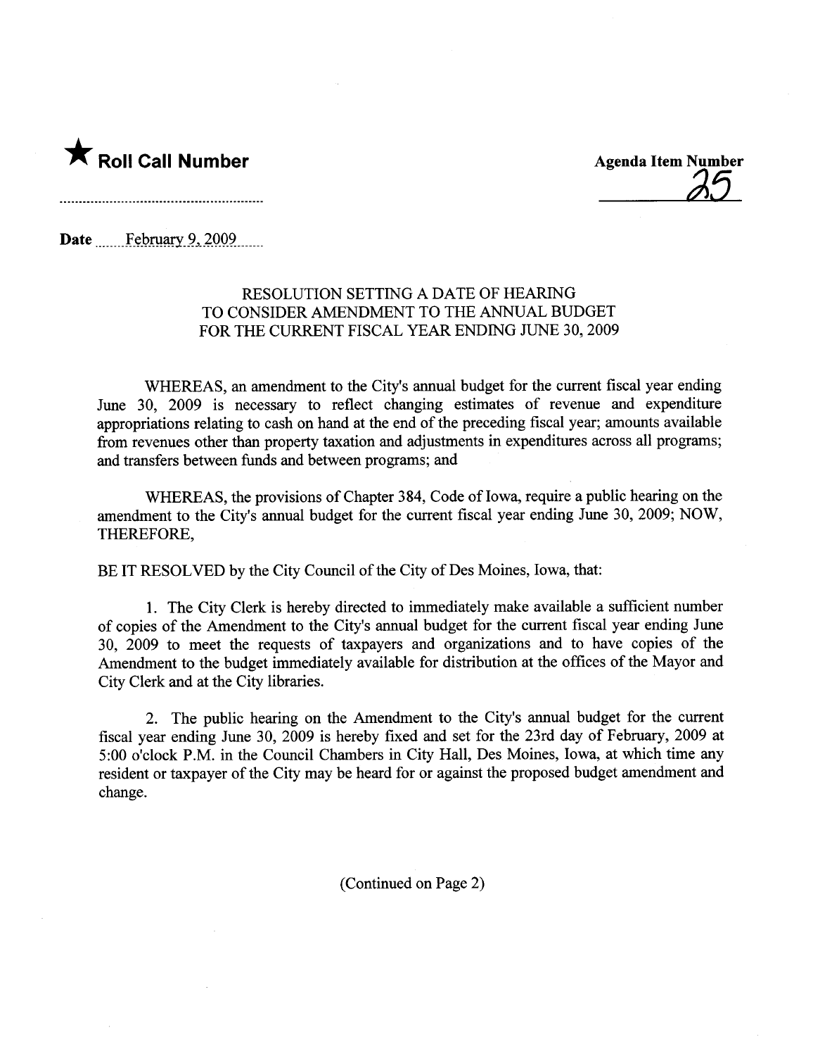★ **Roll Call Number**

**Agenda Item Number**
25

**Date** February 9, 2009

RESOLUTION SETTING A DATE OF HEARING
TO CONSIDER AMENDMENT TO THE ANNUAL BUDGET
FOR THE CURRENT FISCAL YEAR ENDING JUNE 30, 2009

WHEREAS, an amendment to the City's annual budget for the current fiscal year ending June 30, 2009 is necessary to reflect changing estimates of revenue and expenditure appropriations relating to cash on hand at the end of the preceding fiscal year; amounts available from revenues other than property taxation and adjustments in expenditures across all programs; and transfers between funds and between programs; and

WHEREAS, the provisions of Chapter 384, Code of Iowa, require a public hearing on the amendment to the City's annual budget for the current fiscal year ending June 30, 2009; NOW, THEREFORE,

BE IT RESOLVED by the City Council of the City of Des Moines, Iowa, that:

1. The City Clerk is hereby directed to immediately make available a sufficient number of copies of the Amendment to the City's annual budget for the current fiscal year ending June 30, 2009 to meet the requests of taxpayers and organizations and to have copies of the Amendment to the budget immediately available for distribution at the offices of the Mayor and City Clerk and at the City libraries.

2. The public hearing on the Amendment to the City's annual budget for the current fiscal year ending June 30, 2009 is hereby fixed and set for the 23rd day of February, 2009 at 5:00 o'clock P.M. in the Council Chambers in City Hall, Des Moines, Iowa, at which time any resident or taxpayer of the City may be heard for or against the proposed budget amendment and change.

(Continued on Page 2)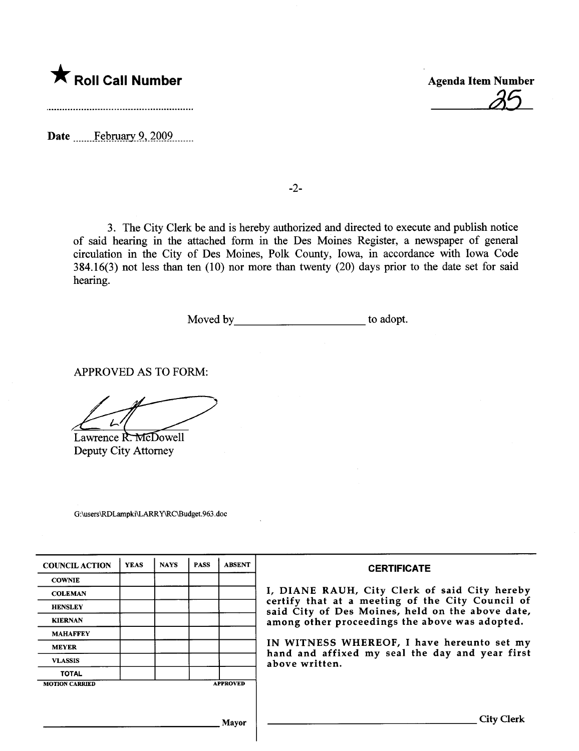★ **Roll Call Number**

**Agenda Item Number**

35

Date February 9, 2009

3. The City Clerk be and is hereby authorized and directed to execute and publish notice of said hearing in the attached form in the Des Moines Register, a newspaper of general circulation in the City of Des Moines, Polk County, Iowa, in accordance with Iowa Code 384.16(3) not less than ten (10) nor more than twenty (20) days prior to the date set for said hearing.

Moved by ______________________ to adopt.

APPROVED AS TO FORM:

Lawrence R. McDowell
Deputy City Attorney

G:\users\RDLampki\LARRY\RC\Budget.963.doc

| COUNCIL ACTION | YEAS | NAYS | PASS | ABSENT |
|---|---|---|---|---|
| COWNIE | | | | |
| COLEMAN | | | | |
| HENSLEY | | | | |
| KIERNAN | | | | |
| MAHAFFEY | | | | |
| MEYER | | | | |
| VLASSIS | | | | |
| TOTAL | | | | |

MOTION CARRIED APPROVED

______________________ Mayor

**CERTIFICATE**

I, DIANE RAUH, City Clerk of said City hereby certify that at a meeting of the City Council of said City of Des Moines, held on the above date, among other proceedings the above was adopted.

IN WITNESS WHEREOF, I have hereunto set my hand and affixed my seal the day and year first above written.

______________________ City Clerk